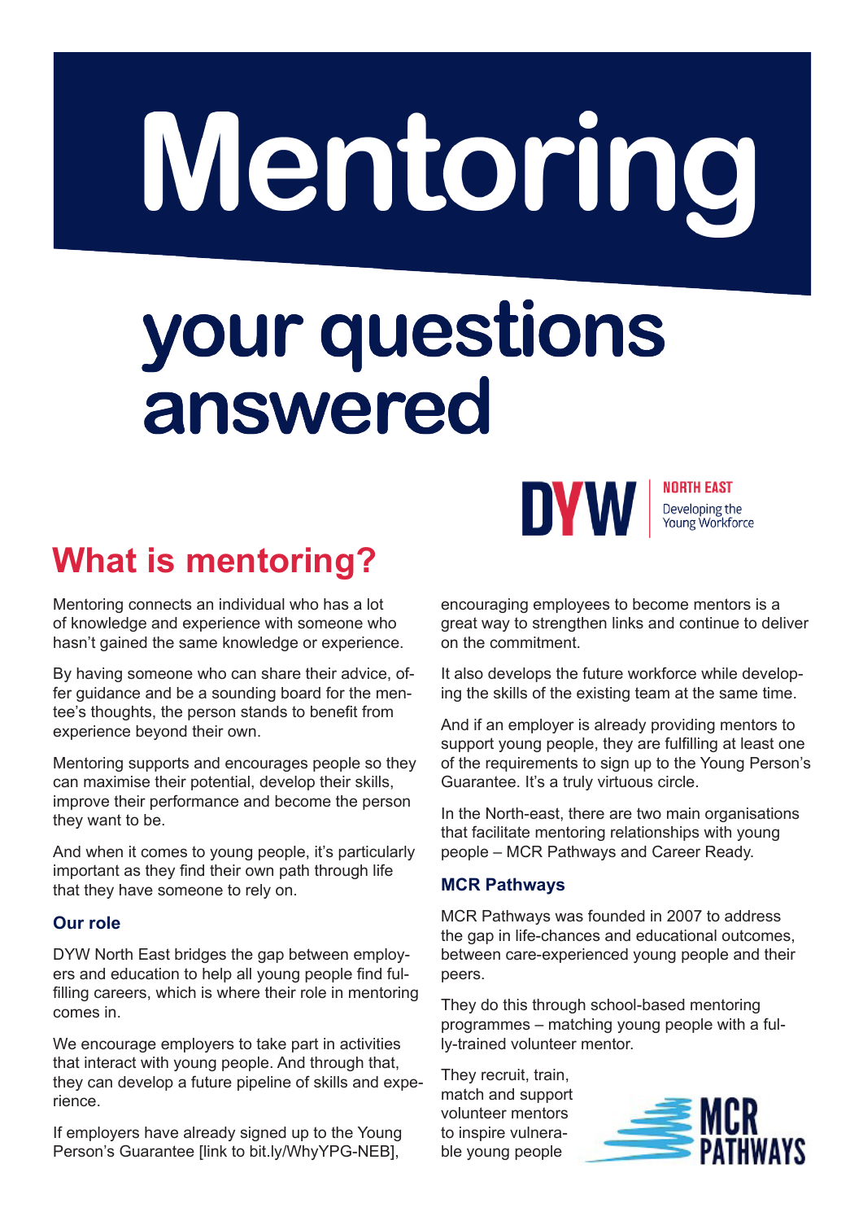# Mentoring

# your questions answered

DYW NORTH EAST Developing the Young Workforce

## What is mentoring?

Mentoring connects an individual who has a lot of knowledge and experience with someone who hasn't gained the same knowledge or experience.

By having someone who can share their advice, offer guidance and be a sounding board for the mentee's thoughts, the person stands to benefit from experience beyond their own.

Mentoring supports and encourages people so they can maximise their potential, develop their skills, improve their performance and become the person they want to be.

And when it comes to young people, it's particularly important as they find their own path through life that they have someone to rely on.

### Our role

DYW North East bridges the gap between employers and education to help all young people find fulfilling careers, which is where their role in mentoring comes in.

We encourage employers to take part in activities that interact with young people. And through that, they can develop a future pipeline of skills and experience.

If employers have already signed up to the Young Person's Guarantee [link to bit.ly/WhyYPG-NEB], encouraging employees to become mentors is a great way to strengthen links and continue to deliver on the commitment.

It also develops the future workforce while developing the skills of the existing team at the same time.

And if an employer is already providing mentors to support young people, they are fulfilling at least one of the requirements to sign up to the Young Person's Guarantee. It's a truly virtuous circle.

In the North-east, there are two main organisations that facilitate mentoring relationships with young people – MCR Pathways and Career Ready.

### MCR Pathways

MCR Pathways was founded in 2007 to address the gap in life-chances and educational outcomes, between care-experienced young people and their peers.

They do this through school-based mentoring programmes – matching young people with a fully-trained volunteer mentor.

They recruit, train, match and support volunteer mentors to inspire vulnerable young people

MCR PATHWAYS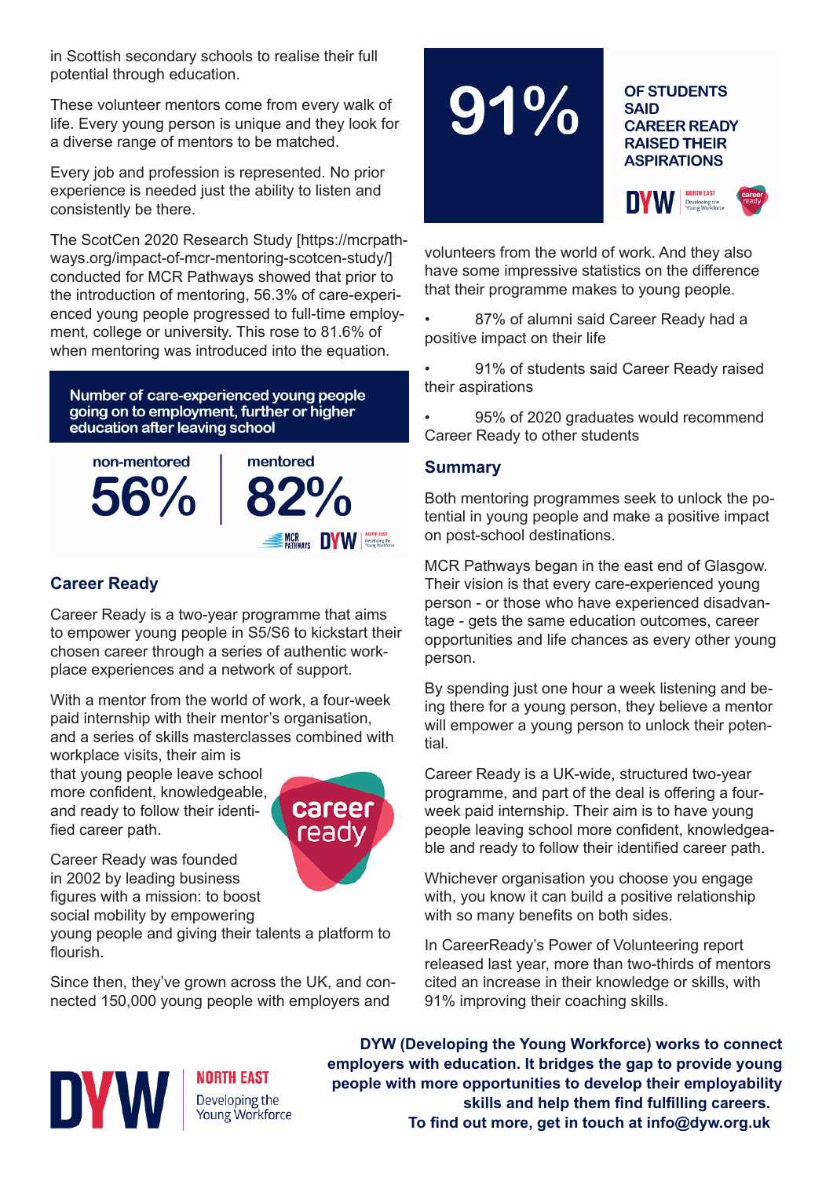in Scottish secondary schools to realise their full potential through education.

These volunteer mentors come from every walk of life. Every young person is unique and they look for a diverse range of mentors to be matched.

Every job and profession is represented. No prior experience is needed just the ability to listen and consistently be there.

The ScotCen 2020 Research Study [https://mcrpathways.org/impact-of-mcr-mentoring-scotcen-study/] conducted for MCR Pathways showed that prior to the introduction of mentoring, 56.3% of care-experienced young people progressed to full-time employment, college or university. This rose to 81.6% of when mentoring was introduced into the equation.

**Number of care-experienced young people going on to employment, further or higher education after leaving school**

non-mentored
56%

mentored
82%

MCR PATHWAYS DYW NORTH EAST Developing the Young Workforce

## Career Ready

Career Ready is a two-year programme that aims to empower young people in S5/S6 to kickstart their chosen career through a series of authentic workplace experiences and a network of support.

With a mentor from the world of work, a four-week paid internship with their mentor's organisation, and a series of skills masterclasses combined with workplace visits, their aim is that young people leave school more confident, knowledgeable, and ready to follow their identified career path.

Career Ready was founded in 2002 by leading business figures with a mission: to boost social mobility by empowering young people and giving their talents a platform to flourish.

Since then, they've grown across the UK, and connected 150,000 young people with employers and volunteers from the world of work. And they also have some impressive statistics on the difference that their programme makes to young people.

**91% OF STUDENTS SAID CAREER READY RAISED THEIR ASPIRATIONS**

DYW NORTH EAST Developing the Young Workforce | career ready

- 87% of alumni said Career Ready had a positive impact on their life
- 91% of students said Career Ready raised their aspirations
- 95% of 2020 graduates would recommend Career Ready to other students

## Summary

Both mentoring programmes seek to unlock the potential in young people and make a positive impact on post-school destinations.

MCR Pathways began in the east end of Glasgow. Their vision is that every care-experienced young person - or those who have experienced disadvantage - gets the same education outcomes, career opportunities and life chances as every other young person.

By spending just one hour a week listening and being there for a young person, they believe a mentor will empower a young person to unlock their potential.

Career Ready is a UK-wide, structured two-year programme, and part of the deal is offering a four-week paid internship. Their aim is to have young people leaving school more confident, knowledgeable and ready to follow their identified career path.

Whichever organisation you choose you engage with, you know it can build a positive relationship with so many benefits on both sides.

In CareerReady's Power of Volunteering report released last year, more than two-thirds of mentors cited an increase in their knowledge or skills, with 91% improving their coaching skills.

DYW NORTH EAST Developing the Young Workforce

**DYW (Developing the Young Workforce) works to connect employers with education. It bridges the gap to provide young people with more opportunities to develop their employability skills and help them find fulfilling careers.**
**To find out more, get in touch at info@dyw.org.uk**